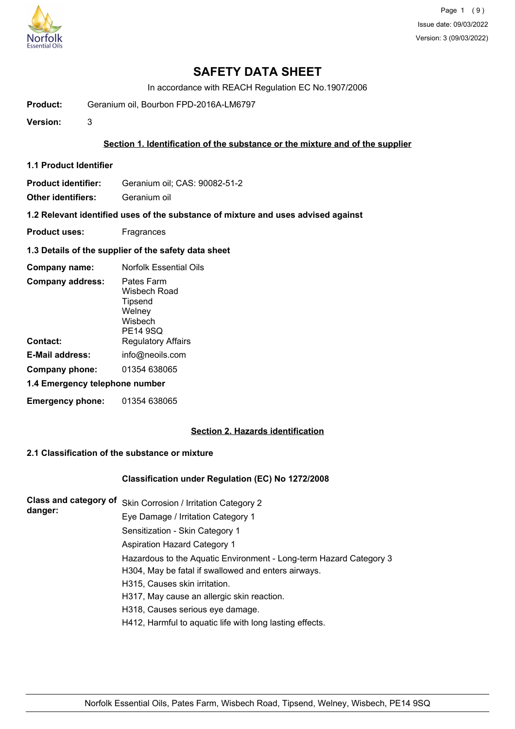# SAFETY DATA SHEET

In accordance with REACH Regulation EC No.1907/2006

**Product:** Geranium oil, Bourbon FPD-2016A-LM6797

**Version:** 3

## Section 1. Identification of the substance or the mixture and of the supplier

### 1.1 Product Identifier

**Product identifier:** Geranium oil; CAS: 90082-51-2

**Other identifiers:** Geranium oil

### 1.2 Relevant identified uses of the substance of mixture and uses advised against

**Product uses:** Fragrances

### 1.3 Details of the supplier of the safety data sheet

**Company name:** Norfolk Essential Oils

**Company address:** Pates Farm
Wisbech Road
Tipsend
Welney
Wisbech
PE14 9SQ

**Contact:** Regulatory Affairs

**E-Mail address:** info@neoils.com

**Company phone:** 01354 638065

### 1.4 Emergency telephone number

**Emergency phone:** 01354 638065

## Section 2. Hazards identification

### 2.1 Classification of the substance or mixture

**Classification under Regulation (EC) No 1272/2008**

**Class and category of danger:**

Skin Corrosion / Irritation Category 2

Eye Damage / Irritation Category 1

Sensitization - Skin Category 1

Aspiration Hazard Category 1

Hazardous to the Aquatic Environment - Long-term Hazard Category 3

H304, May be fatal if swallowed and enters airways.

H315, Causes skin irritation.

H317, May cause an allergic skin reaction.

H318, Causes serious eye damage.

H412, Harmful to aquatic life with long lasting effects.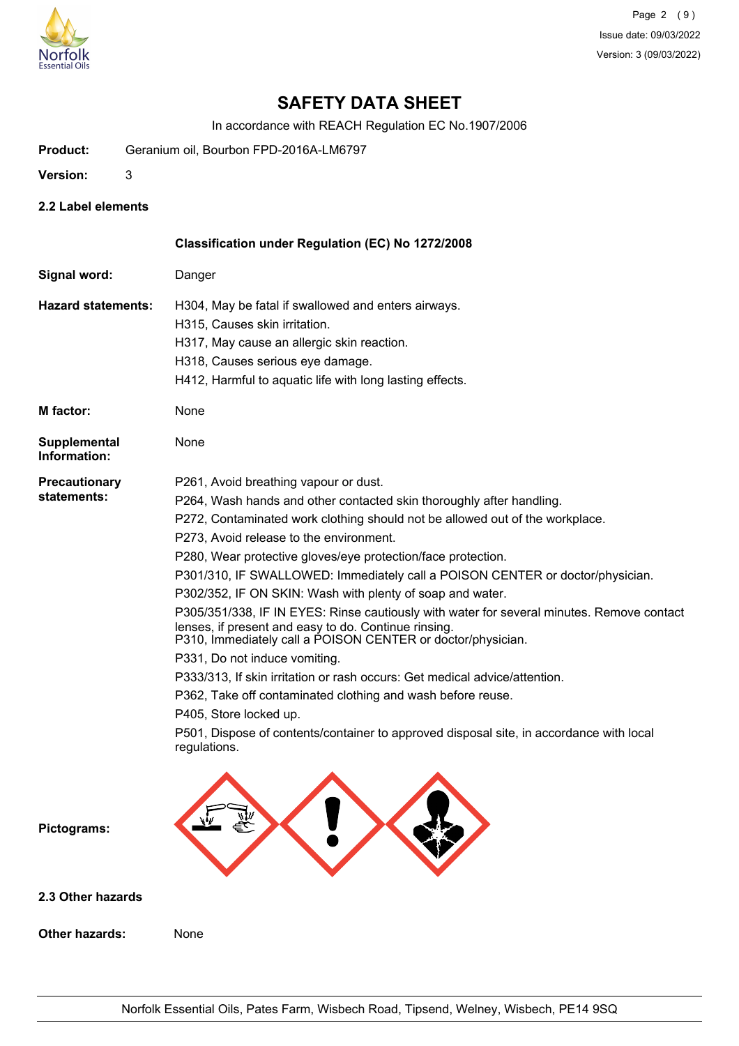# SAFETY DATA SHEET

In accordance with REACH Regulation EC No.1907/2006

**Product:** Geranium oil, Bourbon FPD-2016A-LM6797

**Version:** 3

## 2.2 Label elements

**Classification under Regulation (EC) No 1272/2008**

**Signal word:** Danger

**Hazard statements:**
H304, May be fatal if swallowed and enters airways.
H315, Causes skin irritation.
H317, May cause an allergic skin reaction.
H318, Causes serious eye damage.
H412, Harmful to aquatic life with long lasting effects.

**M factor:** None

**Supplemental Information:** None

**Precautionary statements:**
P261, Avoid breathing vapour or dust.
P264, Wash hands and other contacted skin thoroughly after handling.
P272, Contaminated work clothing should not be allowed out of the workplace.
P273, Avoid release to the environment.
P280, Wear protective gloves/eye protection/face protection.
P301/310, IF SWALLOWED: Immediately call a POISON CENTER or doctor/physician.
P302/352, IF ON SKIN: Wash with plenty of soap and water.
P305/351/338, IF IN EYES: Rinse cautiously with water for several minutes. Remove contact lenses, if present and easy to do. Continue rinsing.
P310, Immediately call a POISON CENTER or doctor/physician.
P331, Do not induce vomiting.
P333/313, If skin irritation or rash occurs: Get medical advice/attention.
P362, Take off contaminated clothing and wash before reuse.
P405, Store locked up.
P501, Dispose of contents/container to approved disposal site, in accordance with local regulations.

**Pictograms:**

## 2.3 Other hazards

**Other hazards:** None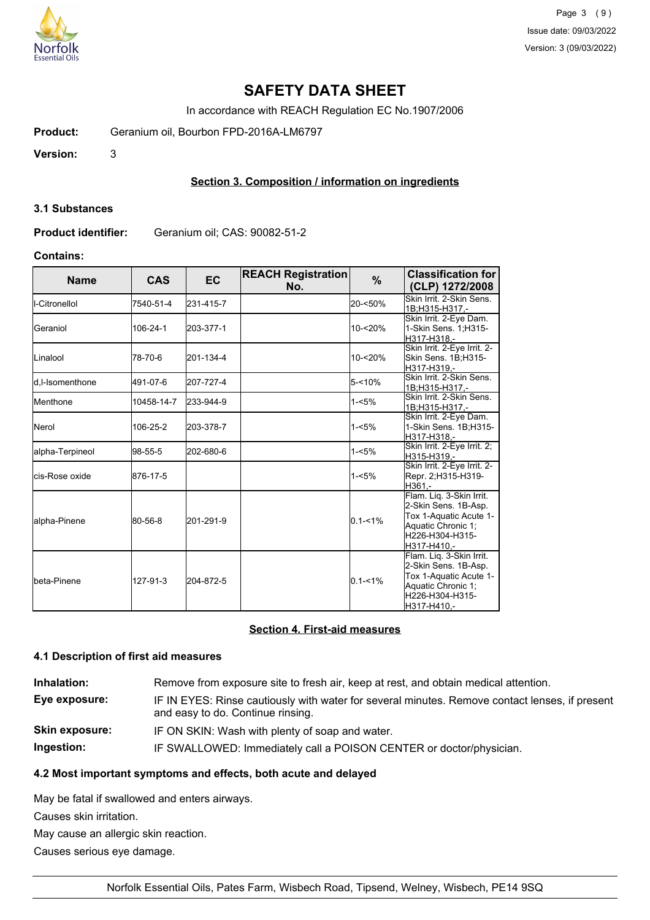# SAFETY DATA SHEET

In accordance with REACH Regulation EC No.1907/2006

**Product:** Geranium oil, Bourbon FPD-2016A-LM6797

**Version:** 3

## Section 3. Composition / information on ingredients

### 3.1 Substances

**Product identifier:** Geranium oil; CAS: 90082-51-2

**Contains:**

| Name | CAS | EC | REACH Registration No. | % | Classification for (CLP) 1272/2008 |
|---|---|---|---|---|---|
| l-Citronellol | 7540-51-4 | 231-415-7 | | 20-<50% | Skin Irrit. 2-Skin Sens. 1B;H315-H317,- |
| Geraniol | 106-24-1 | 203-377-1 | | 10-<20% | Skin Irrit. 2-Eye Dam. 1-Skin Sens. 1;H315-H317-H318,- |
| Linalool | 78-70-6 | 201-134-4 | | 10-<20% | Skin Irrit. 2-Eye Irrit. 2-Skin Sens. 1B;H315-H317-H319,- |
| d,l-Isomenthone | 491-07-6 | 207-727-4 | | 5-<10% | Skin Irrit. 2-Skin Sens. 1B;H315-H317,- |
| Menthone | 10458-14-7 | 233-944-9 | | 1-<5% | Skin Irrit. 2-Skin Sens. 1B;H315-H317,- |
| Nerol | 106-25-2 | 203-378-7 | | 1-<5% | Skin Irrit. 2-Eye Dam. 1-Skin Sens. 1B;H315-H317-H318,- |
| alpha-Terpineol | 98-55-5 | 202-680-6 | | 1-<5% | Skin Irrit. 2-Eye Irrit. 2;H315-H319,- |
| cis-Rose oxide | 876-17-5 | | | 1-<5% | Skin Irrit. 2-Eye Irrit. 2-Repr. 2;H315-H319-H361,- |
| alpha-Pinene | 80-56-8 | 201-291-9 | | 0.1-<1% | Flam. Liq. 3-Skin Irrit. 2-Skin Sens. 1B-Asp. Tox 1-Aquatic Acute 1-Aquatic Chronic 1;H226-H304-H315-H317-H410,- |
| beta-Pinene | 127-91-3 | 204-872-5 | | 0.1-<1% | Flam. Liq. 3-Skin Irrit. 2-Skin Sens. 1B-Asp. Tox 1-Aquatic Acute 1-Aquatic Chronic 1;H226-H304-H315-H317-H410,- |

## Section 4. First-aid measures

### 4.1 Description of first aid measures

**Inhalation:** Remove from exposure site to fresh air, keep at rest, and obtain medical attention.

**Eye exposure:** IF IN EYES: Rinse cautiously with water for several minutes. Remove contact lenses, if present and easy to do. Continue rinsing.

**Skin exposure:** IF ON SKIN: Wash with plenty of soap and water.

**Ingestion:** IF SWALLOWED: Immediately call a POISON CENTER or doctor/physician.

### 4.2 Most important symptoms and effects, both acute and delayed

May be fatal if swallowed and enters airways.

Causes skin irritation.

May cause an allergic skin reaction.

Causes serious eye damage.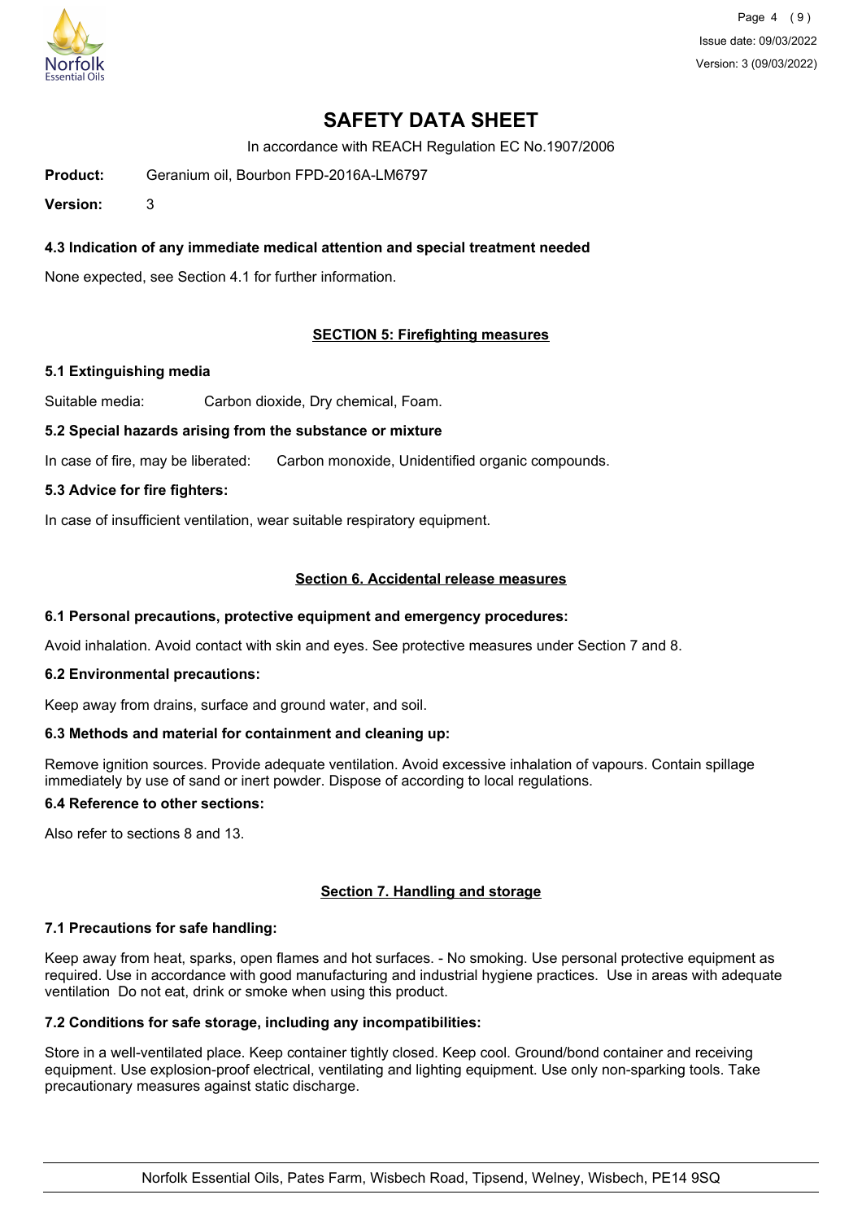# SAFETY DATA SHEET

In accordance with REACH Regulation EC No.1907/2006

**Product:** Geranium oil, Bourbon FPD-2016A-LM6797

**Version:** 3

### 4.3 Indication of any immediate medical attention and special treatment needed

None expected, see Section 4.1 for further information.

## SECTION 5: Firefighting measures

### 5.1 Extinguishing media

Suitable media: Carbon dioxide, Dry chemical, Foam.

### 5.2 Special hazards arising from the substance or mixture

In case of fire, may be liberated: Carbon monoxide, Unidentified organic compounds.

### 5.3 Advice for fire fighters:

In case of insufficient ventilation, wear suitable respiratory equipment.

## Section 6. Accidental release measures

### 6.1 Personal precautions, protective equipment and emergency procedures:

Avoid inhalation. Avoid contact with skin and eyes. See protective measures under Section 7 and 8.

### 6.2 Environmental precautions:

Keep away from drains, surface and ground water, and soil.

### 6.3 Methods and material for containment and cleaning up:

Remove ignition sources. Provide adequate ventilation. Avoid excessive inhalation of vapours. Contain spillage immediately by use of sand or inert powder. Dispose of according to local regulations.

### 6.4 Reference to other sections:

Also refer to sections 8 and 13.

## Section 7. Handling and storage

### 7.1 Precautions for safe handling:

Keep away from heat, sparks, open flames and hot surfaces. - No smoking. Use personal protective equipment as required. Use in accordance with good manufacturing and industrial hygiene practices. Use in areas with adequate ventilation Do not eat, drink or smoke when using this product.

### 7.2 Conditions for safe storage, including any incompatibilities:

Store in a well-ventilated place. Keep container tightly closed. Keep cool. Ground/bond container and receiving equipment. Use explosion-proof electrical, ventilating and lighting equipment. Use only non-sparking tools. Take precautionary measures against static discharge.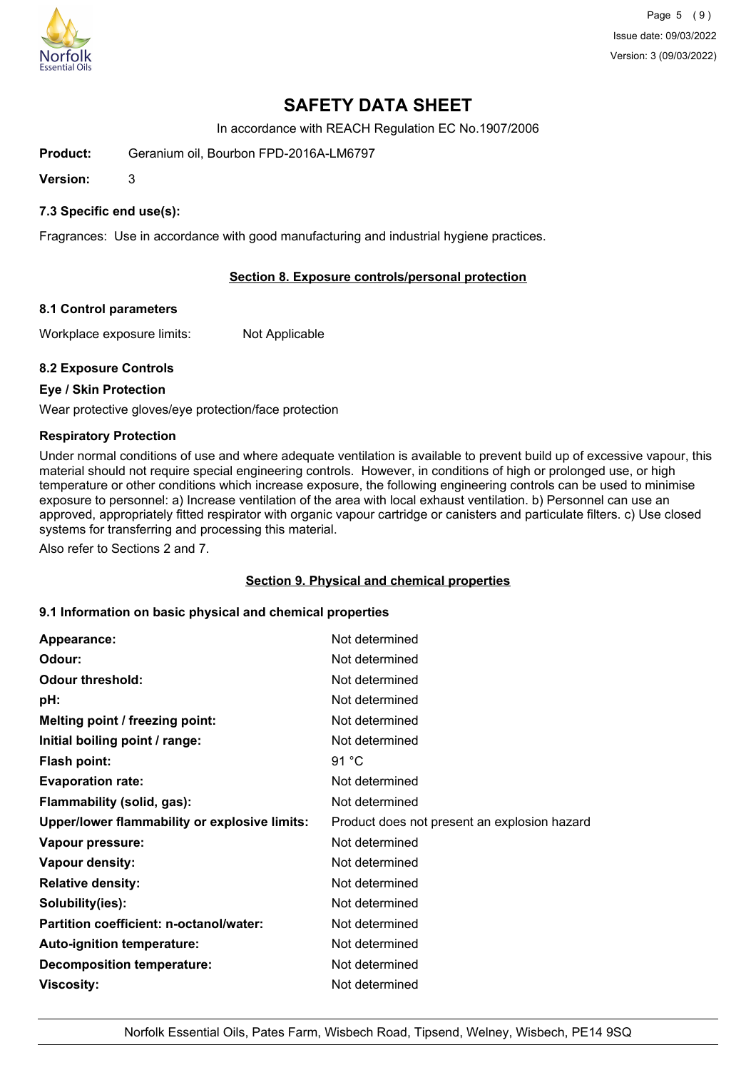# SAFETY DATA SHEET

In accordance with REACH Regulation EC No.1907/2006

**Product:** Geranium oil, Bourbon FPD-2016A-LM6797

**Version:** 3

### 7.3 Specific end use(s):

Fragrances: Use in accordance with good manufacturing and industrial hygiene practices.

## Section 8. Exposure controls/personal protection

### 8.1 Control parameters

Workplace exposure limits: Not Applicable

### 8.2 Exposure Controls

**Eye / Skin Protection**

Wear protective gloves/eye protection/face protection

**Respiratory Protection**

Under normal conditions of use and where adequate ventilation is available to prevent build up of excessive vapour, this material should not require special engineering controls. However, in conditions of high or prolonged use, or high temperature or other conditions which increase exposure, the following engineering controls can be used to minimise exposure to personnel: a) Increase ventilation of the area with local exhaust ventilation. b) Personnel can use an approved, appropriately fitted respirator with organic vapour cartridge or canisters and particulate filters. c) Use closed systems for transferring and processing this material.

Also refer to Sections 2 and 7.

## Section 9. Physical and chemical properties

### 9.1 Information on basic physical and chemical properties

| | |
|---|---|
| **Appearance:** | Not determined |
| **Odour:** | Not determined |
| **Odour threshold:** | Not determined |
| **pH:** | Not determined |
| **Melting point / freezing point:** | Not determined |
| **Initial boiling point / range:** | Not determined |
| **Flash point:** | 91 °C |
| **Evaporation rate:** | Not determined |
| **Flammability (solid, gas):** | Not determined |
| **Upper/lower flammability or explosive limits:** | Product does not present an explosion hazard |
| **Vapour pressure:** | Not determined |
| **Vapour density:** | Not determined |
| **Relative density:** | Not determined |
| **Solubility(ies):** | Not determined |
| **Partition coefficient: n-octanol/water:** | Not determined |
| **Auto-ignition temperature:** | Not determined |
| **Decomposition temperature:** | Not determined |
| **Viscosity:** | Not determined |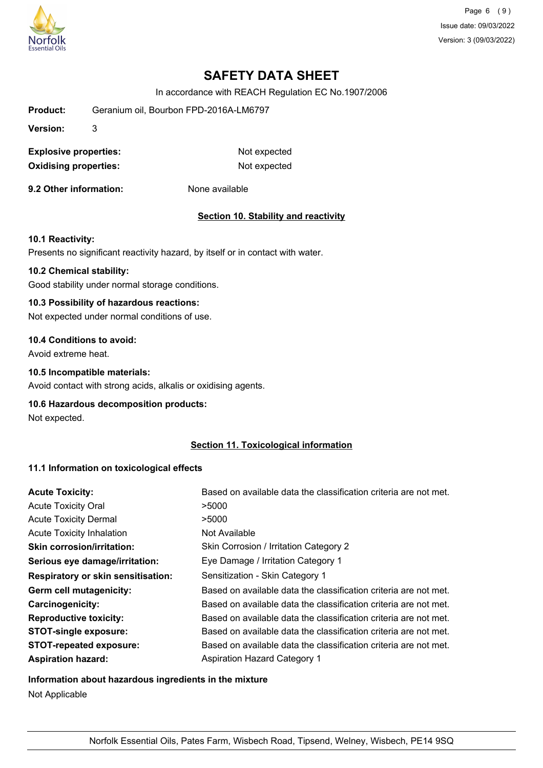# SAFETY DATA SHEET

In accordance with REACH Regulation EC No.1907/2006

**Product:** Geranium oil, Bourbon FPD-2016A-LM6797

**Version:** 3

| | |
|---|---|
| **Explosive properties:** | Not expected |
| **Oxidising properties:** | Not expected |

**9.2 Other information:** None available

## Section 10. Stability and reactivity

**10.1 Reactivity:**

Presents no significant reactivity hazard, by itself or in contact with water.

**10.2 Chemical stability:**

Good stability under normal storage conditions.

**10.3 Possibility of hazardous reactions:**

Not expected under normal conditions of use.

**10.4 Conditions to avoid:**

Avoid extreme heat.

**10.5 Incompatible materials:**

Avoid contact with strong acids, alkalis or oxidising agents.

**10.6 Hazardous decomposition products:**

Not expected.

## Section 11. Toxicological information

**11.1 Information on toxicological effects**

| | |
|---|---|
| **Acute Toxicity:** | Based on available data the classification criteria are not met. |
| Acute Toxicity Oral | >5000 |
| Acute Toxicity Dermal | >5000 |
| Acute Toxicity Inhalation | Not Available |
| **Skin corrosion/irritation:** | Skin Corrosion / Irritation Category 2 |
| **Serious eye damage/irritation:** | Eye Damage / Irritation Category 1 |
| **Respiratory or skin sensitisation:** | Sensitization - Skin Category 1 |
| **Germ cell mutagenicity:** | Based on available data the classification criteria are not met. |
| **Carcinogenicity:** | Based on available data the classification criteria are not met. |
| **Reproductive toxicity:** | Based on available data the classification criteria are not met. |
| **STOT-single exposure:** | Based on available data the classification criteria are not met. |
| **STOT-repeated exposure:** | Based on available data the classification criteria are not met. |
| **Aspiration hazard:** | Aspiration Hazard Category 1 |

**Information about hazardous ingredients in the mixture**

Not Applicable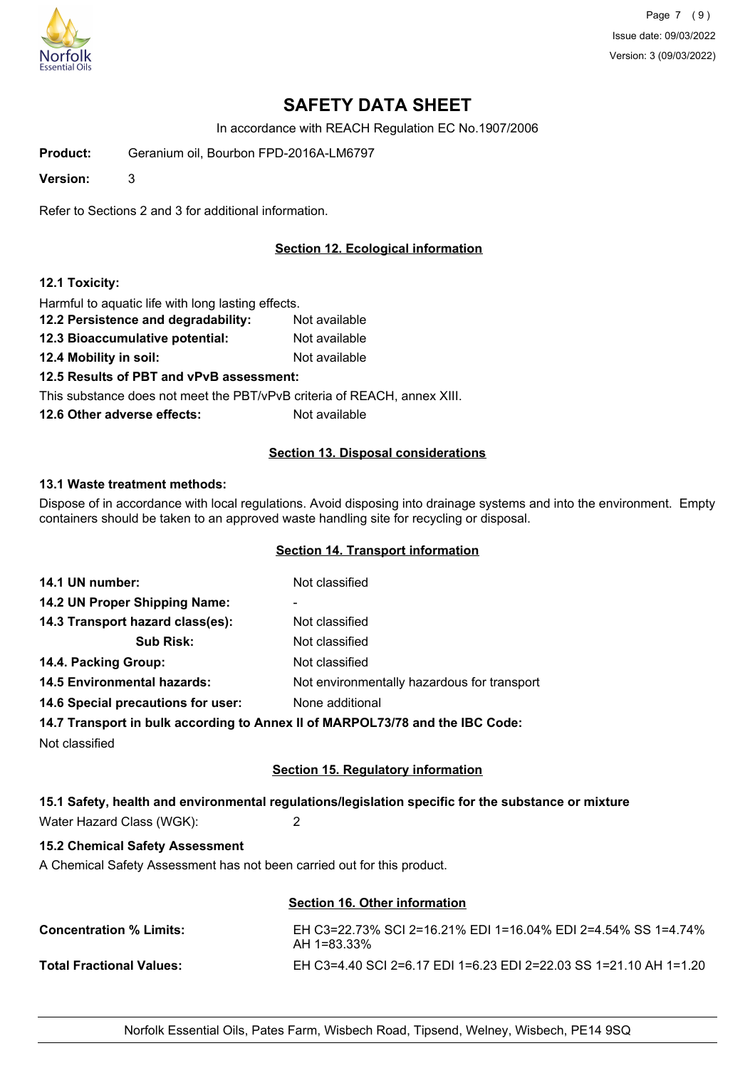# SAFETY DATA SHEET

In accordance with REACH Regulation EC No.1907/2006

**Product:** Geranium oil, Bourbon FPD-2016A-LM6797

**Version:** 3

Refer to Sections 2 and 3 for additional information.

## Section 12. Ecological information

**12.1 Toxicity:**

Harmful to aquatic life with long lasting effects.

**12.2 Persistence and degradability:** Not available

**12.3 Bioaccumulative potential:** Not available

**12.4 Mobility in soil:** Not available

**12.5 Results of PBT and vPvB assessment:**

This substance does not meet the PBT/vPvB criteria of REACH, annex XIII.

**12.6 Other adverse effects:** Not available

## Section 13. Disposal considerations

**13.1 Waste treatment methods:**

Dispose of in accordance with local regulations. Avoid disposing into drainage systems and into the environment. Empty containers should be taken to an approved waste handling site for recycling or disposal.

## Section 14. Transport information

| | |
|---|---|
| **14.1 UN number:** | Not classified |
| **14.2 UN Proper Shipping Name:** | - |
| **14.3 Transport hazard class(es):** | Not classified |
| **Sub Risk:** | Not classified |
| **14.4. Packing Group:** | Not classified |
| **14.5 Environmental hazards:** | Not environmentally hazardous for transport |
| **14.6 Special precautions for user:** | None additional |

**14.7 Transport in bulk according to Annex II of MARPOL73/78 and the IBC Code:**

Not classified

## Section 15. Regulatory information

**15.1 Safety, health and environmental regulations/legislation specific for the substance or mixture**

Water Hazard Class (WGK): 2

**15.2 Chemical Safety Assessment**

A Chemical Safety Assessment has not been carried out for this product.

## Section 16. Other information

**Concentration % Limits:** EH C3=22.73% SCI 2=16.21% EDI 1=16.04% EDI 2=4.54% SS 1=4.74% AH 1=83.33%

**Total Fractional Values:** EH C3=4.40 SCI 2=6.17 EDI 1=6.23 EDI 2=22.03 SS 1=21.10 AH 1=1.20

Norfolk Essential Oils, Pates Farm, Wisbech Road, Tipsend, Welney, Wisbech, PE14 9SQ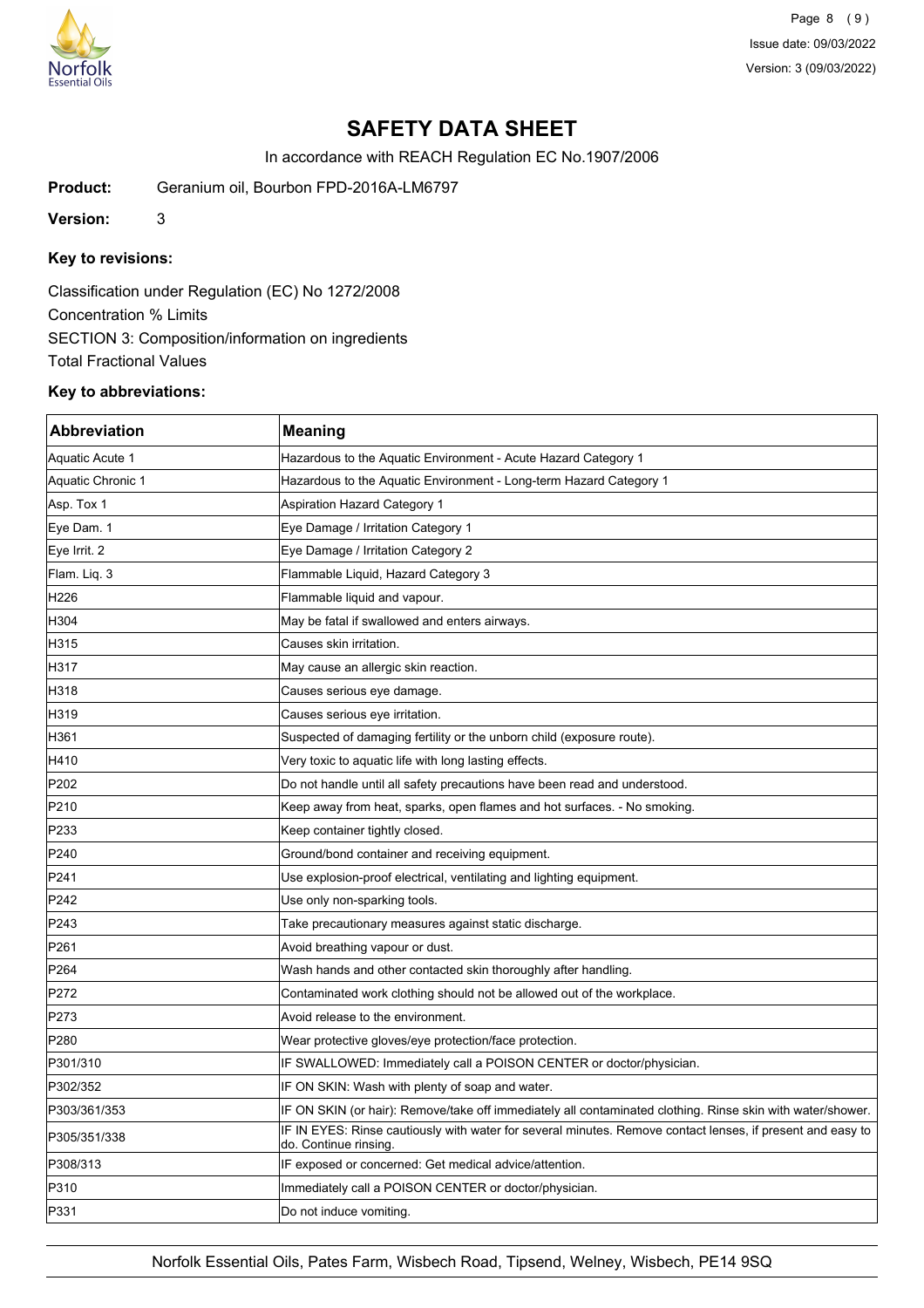# SAFETY DATA SHEET

In accordance with REACH Regulation EC No.1907/2006

**Product:** Geranium oil, Bourbon FPD-2016A-LM6797

**Version:** 3

### Key to revisions:

Classification under Regulation (EC) No 1272/2008

Concentration % Limits

SECTION 3: Composition/information on ingredients

Total Fractional Values

### Key to abbreviations:

| Abbreviation | Meaning |
|---|---|
| Aquatic Acute 1 | Hazardous to the Aquatic Environment - Acute Hazard Category 1 |
| Aquatic Chronic 1 | Hazardous to the Aquatic Environment - Long-term Hazard Category 1 |
| Asp. Tox 1 | Aspiration Hazard Category 1 |
| Eye Dam. 1 | Eye Damage / Irritation Category 1 |
| Eye Irrit. 2 | Eye Damage / Irritation Category 2 |
| Flam. Liq. 3 | Flammable Liquid, Hazard Category 3 |
| H226 | Flammable liquid and vapour. |
| H304 | May be fatal if swallowed and enters airways. |
| H315 | Causes skin irritation. |
| H317 | May cause an allergic skin reaction. |
| H318 | Causes serious eye damage. |
| H319 | Causes serious eye irritation. |
| H361 | Suspected of damaging fertility or the unborn child (exposure route). |
| H410 | Very toxic to aquatic life with long lasting effects. |
| P202 | Do not handle until all safety precautions have been read and understood. |
| P210 | Keep away from heat, sparks, open flames and hot surfaces. - No smoking. |
| P233 | Keep container tightly closed. |
| P240 | Ground/bond container and receiving equipment. |
| P241 | Use explosion-proof electrical, ventilating and lighting equipment. |
| P242 | Use only non-sparking tools. |
| P243 | Take precautionary measures against static discharge. |
| P261 | Avoid breathing vapour or dust. |
| P264 | Wash hands and other contacted skin thoroughly after handling. |
| P272 | Contaminated work clothing should not be allowed out of the workplace. |
| P273 | Avoid release to the environment. |
| P280 | Wear protective gloves/eye protection/face protection. |
| P301/310 | IF SWALLOWED: Immediately call a POISON CENTER or doctor/physician. |
| P302/352 | IF ON SKIN: Wash with plenty of soap and water. |
| P303/361/353 | IF ON SKIN (or hair): Remove/take off immediately all contaminated clothing. Rinse skin with water/shower. |
| P305/351/338 | IF IN EYES: Rinse cautiously with water for several minutes. Remove contact lenses, if present and easy to do. Continue rinsing. |
| P308/313 | IF exposed or concerned: Get medical advice/attention. |
| P310 | Immediately call a POISON CENTER or doctor/physician. |
| P331 | Do not induce vomiting. |

Norfolk Essential Oils, Pates Farm, Wisbech Road, Tipsend, Welney, Wisbech, PE14 9SQ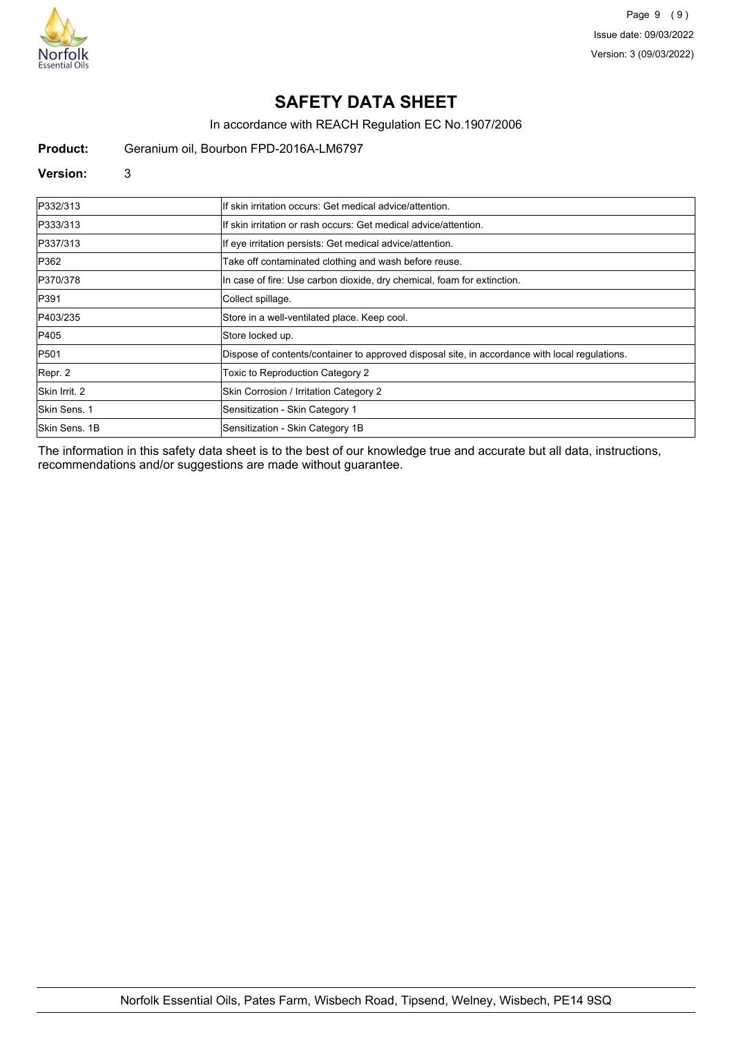# SAFETY DATA SHEET

In accordance with REACH Regulation EC No.1907/2006

**Product:** Geranium oil, Bourbon FPD-2016A-LM6797

**Version:** 3

| | |
|---|---|
| P332/313 | If skin irritation occurs: Get medical advice/attention. |
| P333/313 | If skin irritation or rash occurs: Get medical advice/attention. |
| P337/313 | If eye irritation persists: Get medical advice/attention. |
| P362 | Take off contaminated clothing and wash before reuse. |
| P370/378 | In case of fire: Use carbon dioxide, dry chemical, foam for extinction. |
| P391 | Collect spillage. |
| P403/235 | Store in a well-ventilated place. Keep cool. |
| P405 | Store locked up. |
| P501 | Dispose of contents/container to approved disposal site, in accordance with local regulations. |
| Repr. 2 | Toxic to Reproduction Category 2 |
| Skin Irrit. 2 | Skin Corrosion / Irritation Category 2 |
| Skin Sens. 1 | Sensitization - Skin Category 1 |
| Skin Sens. 1B | Sensitization - Skin Category 1B |

The information in this safety data sheet is to the best of our knowledge true and accurate but all data, instructions, recommendations and/or suggestions are made without guarantee.

Norfolk Essential Oils, Pates Farm, Wisbech Road, Tipsend, Welney, Wisbech, PE14 9SQ